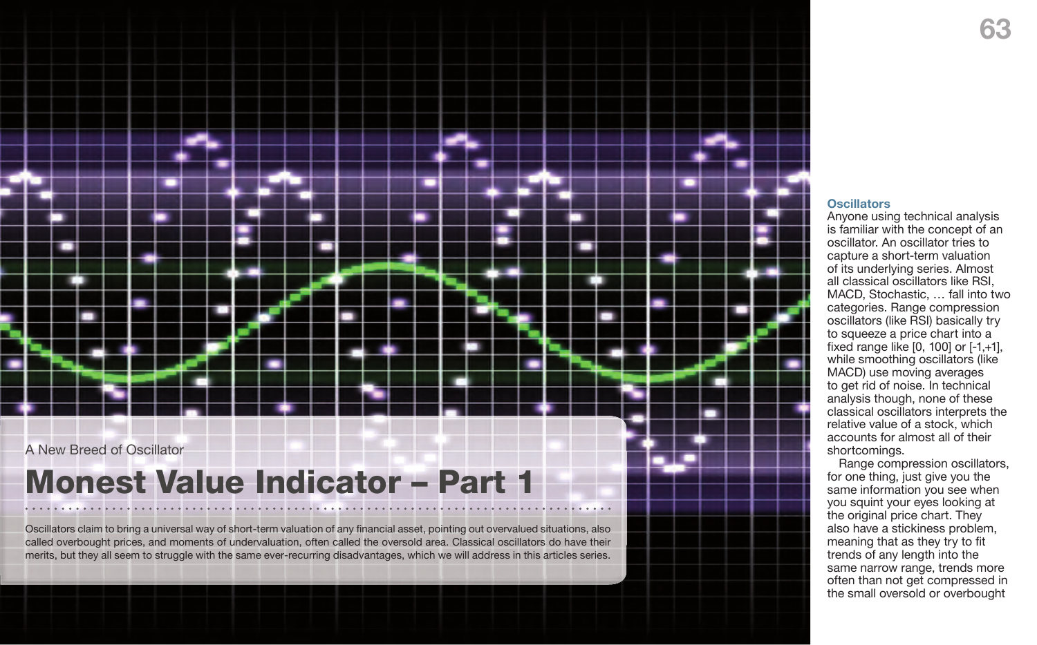A New Breed of Oscillator

# Monest Value Indicator – Part 1

Oscillators claim to bring a universal way of short-term valuation of any financial asset, pointing out overvalued situations, also called overbought prices, and moments of undervaluation, often called the oversold area. Classical oscillators do have their merits, but they all seem to struggle with the same ever-recurring disadvantages, which we will address in this articles series.

## Oscillators

Anyone using technical analysis is familiar with the concept of an oscillator. An oscillator tries to capture a short-term valuation of its underlying series. Almost all classical oscillators like RSI, MACD, Stochastic, … fall into two categories. Range compression oscillators (like RSI) basically try to squeeze a price chart into a fixed range like [0, 100] or [-1,+1], while smoothing oscillators (like MACD) use moving averages to get rid of noise. In technical analysis though, none of these classical oscillators interprets the relative value of a stock, which accounts for almost all of their shortcomings.

Range compression oscillators, for one thing, just give you the same information you see when you squint your eyes looking at the original price chart. They also have a stickiness problem, meaning that as they try to fit trends of any length into the same narrow range, trends more often than not get compressed in the small oversold or overbought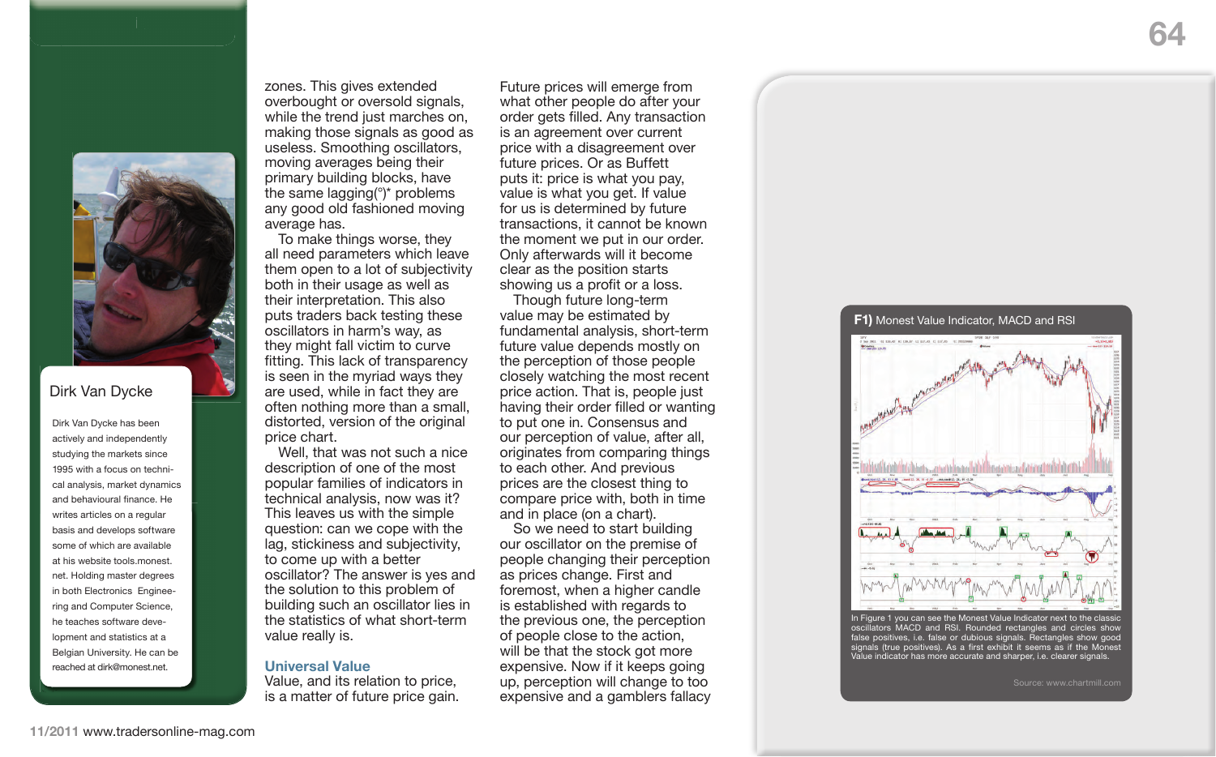Dirk Van Dycke

Dirk Van Dycke has been actively and independently studying the markets since 1995 with a focus on technical analysis, market dynamics and behavioural finance. He writes articles on a regular basis and develops software some of which are available at his website tools.monest.net. Holding master degrees in both Electronics Engineering and Computer Science, he teaches software development and statistics at a Belgian University. He can be reached at dirk@monest.net.

zones. This gives extended overbought or oversold signals, while the trend just marches on, making those signals as good as useless. Smoothing oscillators, moving averages being their primary building blocks, have the same lagging(°)* problems any good old fashioned moving average has.

To make things worse, they all need parameters which leave them open to a lot of subjectivity both in their usage as well as their interpretation. This also puts traders back testing these oscillators in harm's way, as they might fall victim to curve fitting. This lack of transparency is seen in the myriad ways they are used, while in fact they are often nothing more than a small, distorted, version of the original price chart.

Well, that was not such a nice description of one of the most popular families of indicators in technical analysis, now was it? This leaves us with the simple question: can we cope with the lag, stickiness and subjectivity, to come up with a better oscillator? The answer is yes and the solution to this problem of building such an oscillator lies in the statistics of what short-term value really is.

## Universal Value

Value, and its relation to price, is a matter of future price gain. Future prices will emerge from what other people do after your order gets filled. Any transaction is an agreement over current price with a disagreement over future prices. Or as Buffett puts it: price is what you pay, value is what you get. If value for us is determined by future transactions, it cannot be known the moment we put in our order. Only afterwards will it become clear as the position starts showing us a profit or a loss.

Though future long-term value may be estimated by fundamental analysis, short-term future value depends mostly on the perception of those people closely watching the most recent price action. That is, people just having their order filled or wanting to put one in. Consensus and our perception of value, after all, originates from comparing things to each other. And previous prices are the closest thing to compare price with, both in time and in place (on a chart).

So we need to start building our oscillator on the premise of people changing their perception as prices change. First and foremost, when a higher candle is established with regards to the previous one, the perception of people close to the action, will be that the stock got more expensive. Now if it keeps going up, perception will change to too expensive and a gamblers fallacy

**F1)** Monest Value Indicator, MACD and RSI

In Figure 1 you can see the Monest Value Indicator next to the classic oscillators MACD and RSI. Rounded rectangles and circles show false positives, i.e. false or dubious signals. Rectangles show good signals (true positives). As a first exhibit it seems as if the Monest Value indicator has more accurate and sharper, i.e. clearer signals.

Source: www.chartmill.com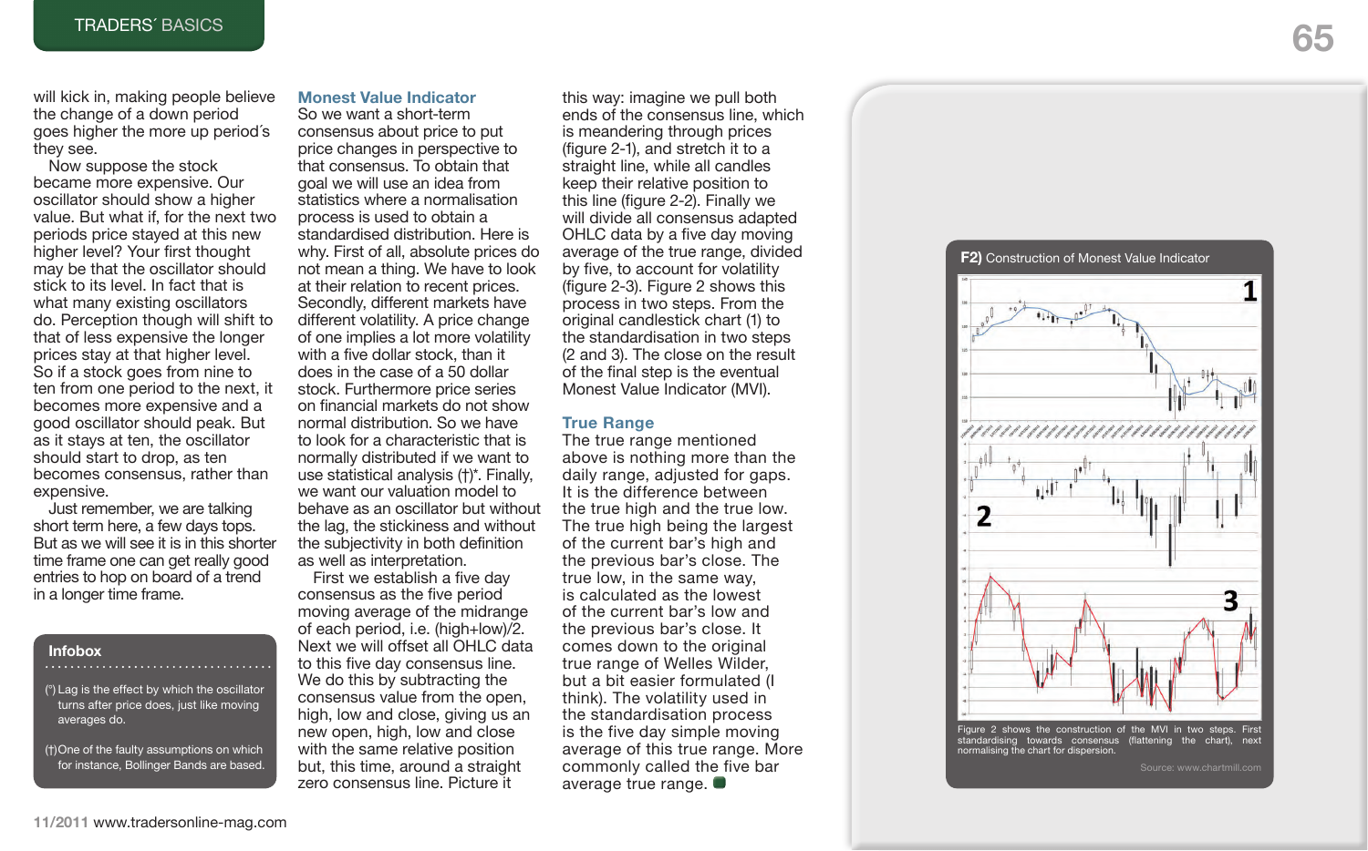will kick in, making people believe the change of a down period goes higher the more up period´s they see.

Now suppose the stock became more expensive. Our oscillator should show a higher value. But what if, for the next two periods price stayed at this new higher level? Your first thought may be that the oscillator should stick to its level. In fact that is what many existing oscillators do. Perception though will shift to that of less expensive the longer prices stay at that higher level. So if a stock goes from nine to ten from one period to the next, it becomes more expensive and a good oscillator should peak. But as it stays at ten, the oscillator should start to drop, as ten becomes consensus, rather than expensive.

Just remember, we are talking short term here, a few days tops. But as we will see it is in this shorter time frame one can get really good entries to hop on board of a trend in a longer time frame.

**Infobox**

(*) Lag is the effect by which the oscillator turns after price does, just like moving averages do.

(†) One of the faulty assumptions on which for instance, Bollinger Bands are based.

## Monest Value Indicator

So we want a short-term consensus about price to put price changes in perspective to that consensus. To obtain that goal we will use an idea from statistics where a normalisation process is used to obtain a standardised distribution. Here is why. First of all, absolute prices do not mean a thing. We have to look at their relation to recent prices. Secondly, different markets have different volatility. A price change of one implies a lot more volatility with a five dollar stock, than it does in the case of a 50 dollar stock. Furthermore price series on financial markets do not show normal distribution. So we have to look for a characteristic that is normally distributed if we want to use statistical analysis (†)*. Finally, we want our valuation model to behave as an oscillator but without the lag, the stickiness and without the subjectivity in both definition as well as interpretation.

First we establish a five day consensus as the five period moving average of the midrange of each period, i.e. (high+low)/2. Next we will offset all OHLC data to this five day consensus line. We do this by subtracting the consensus value from the open, high, low and close, giving us an new open, high, low and close with the same relative position but, this time, around a straight zero consensus line. Picture it this way: imagine we pull both ends of the consensus line, which is meandering through prices (figure 2-1), and stretch it to a straight line, while all candles keep their relative position to this line (figure 2-2). Finally we will divide all consensus adapted OHLC data by a five day moving average of the true range, divided by five, to account for volatility (figure 2-3). Figure 2 shows this process in two steps. From the original candlestick chart (1) to the standardisation in two steps (2 and 3). The close on the result of the final step is the eventual Monest Value Indicator (MVI).

## True Range

The true range mentioned above is nothing more than the daily range, adjusted for gaps. It is the difference between the true high and the true low. The true high being the largest of the current bar's high and the previous bar's close. The true low, in the same way, is calculated as the lowest of the current bar's low and the previous bar's close. It comes down to the original true range of Welles Wilder, but a bit easier formulated (I think). The volatility used in the standardisation process is the five day simple moving average of this true range. More commonly called the five bar average true range.

**F2) Construction of Monest Value Indicator**

1

2

3

Figure 2 shows the construction of the MVI in two steps. First standardising towards consensus (flattening the chart), next normalising the chart for dispersion.

Source: www.chartmill.com